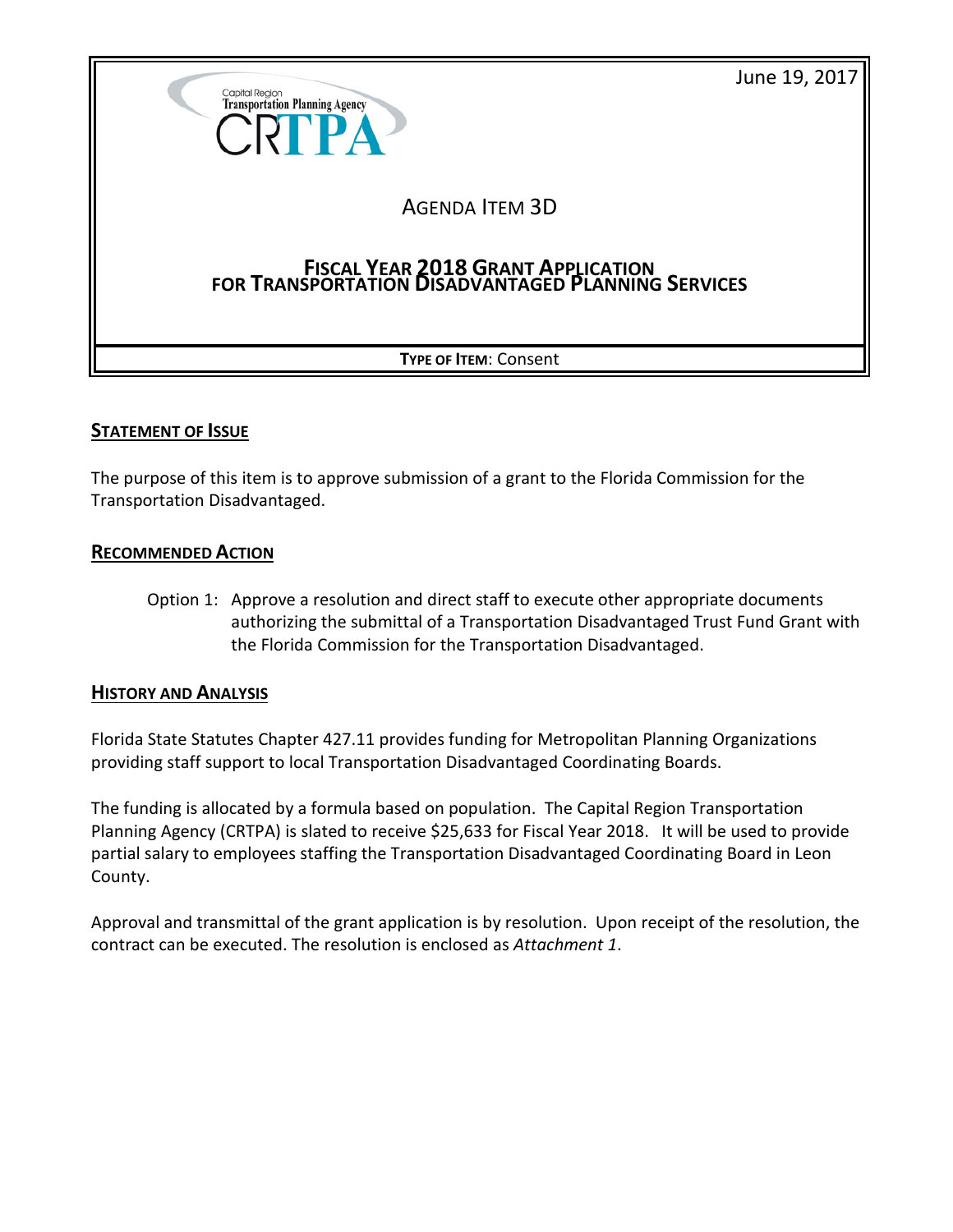June 19, 2017

Capital Region Transportation Planning Agency

CRTPA

AGENDA ITEM 3D

# FISCAL YEAR 2018 GRANT APPLICATION FOR TRANSPORTATION DISADVANTAGED PLANNING SERVICES

**TYPE OF ITEM**: Consent

## STATEMENT OF ISSUE

The purpose of this item is to approve submission of a grant to the Florida Commission for the Transportation Disadvantaged.

## RECOMMENDED ACTION

Option 1: Approve a resolution and direct staff to execute other appropriate documents authorizing the submittal of a Transportation Disadvantaged Trust Fund Grant with the Florida Commission for the Transportation Disadvantaged.

## HISTORY AND ANALYSIS

Florida State Statutes Chapter 427.11 provides funding for Metropolitan Planning Organizations providing staff support to local Transportation Disadvantaged Coordinating Boards.

The funding is allocated by a formula based on population. The Capital Region Transportation Planning Agency (CRTPA) is slated to receive $25,633 for Fiscal Year 2018. It will be used to provide partial salary to employees staffing the Transportation Disadvantaged Coordinating Board in Leon County.

Approval and transmittal of the grant application is by resolution. Upon receipt of the resolution, the contract can be executed. The resolution is enclosed as *Attachment 1*.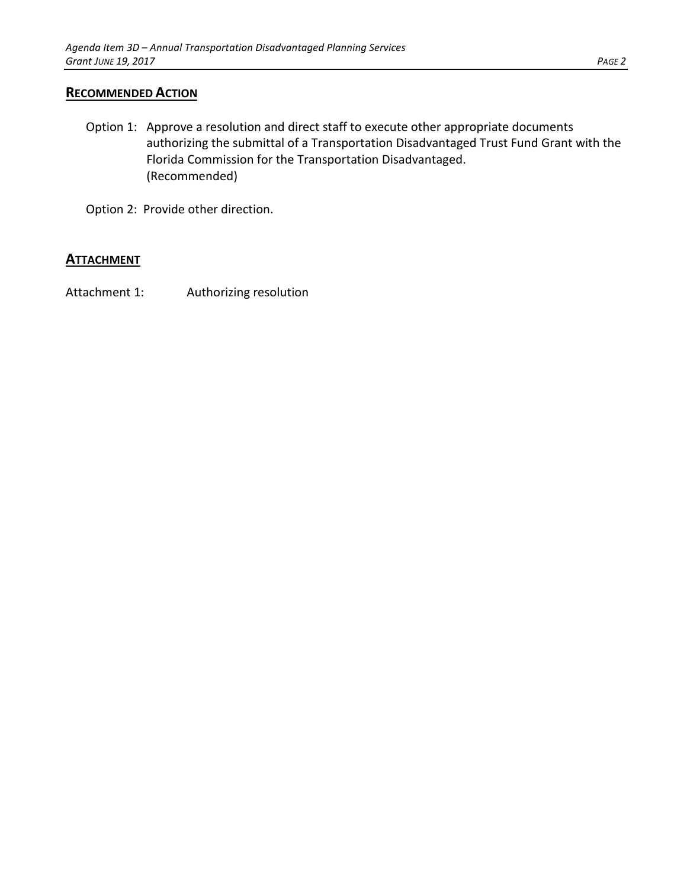## RECOMMENDED ACTION

Option 1: Approve a resolution and direct staff to execute other appropriate documents authorizing the submittal of a Transportation Disadvantaged Trust Fund Grant with the Florida Commission for the Transportation Disadvantaged. (Recommended)

Option 2: Provide other direction.

## ATTACHMENT

Attachment 1: Authorizing resolution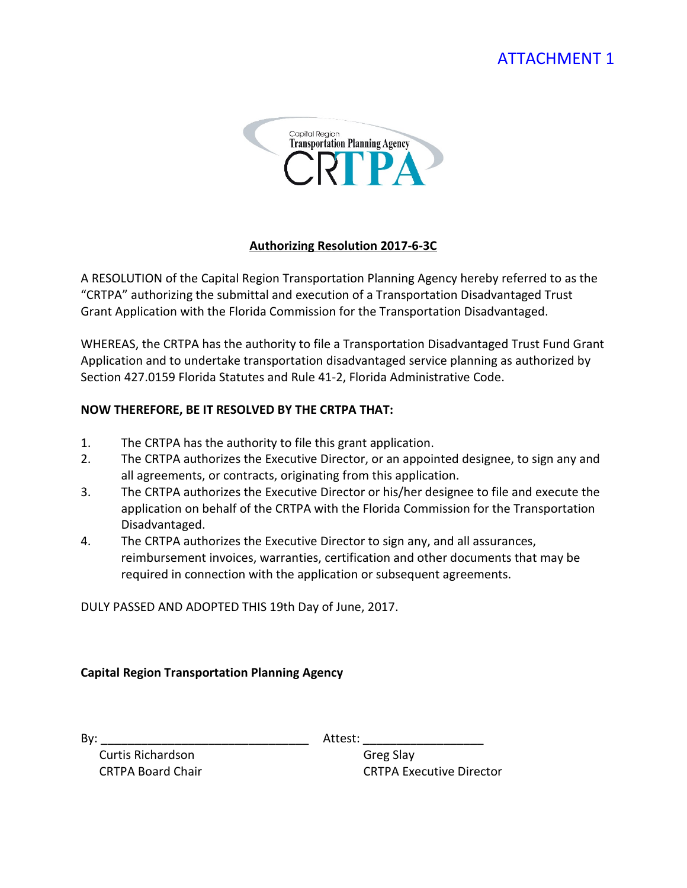ATTACHMENT 1

Capital Region Transportation Planning Agency CRTPA

**Authorizing Resolution 2017-6-3C**

A RESOLUTION of the Capital Region Transportation Planning Agency hereby referred to as the "CRTPA" authorizing the submittal and execution of a Transportation Disadvantaged Trust Grant Application with the Florida Commission for the Transportation Disadvantaged.

WHEREAS, the CRTPA has the authority to file a Transportation Disadvantaged Trust Fund Grant Application and to undertake transportation disadvantaged service planning as authorized by Section 427.0159 Florida Statutes and Rule 41-2, Florida Administrative Code.

**NOW THEREFORE, BE IT RESOLVED BY THE CRTPA THAT:**

1. The CRTPA has the authority to file this grant application.
2. The CRTPA authorizes the Executive Director, or an appointed designee, to sign any and all agreements, or contracts, originating from this application.
3. The CRTPA authorizes the Executive Director or his/her designee to file and execute the application on behalf of the CRTPA with the Florida Commission for the Transportation Disadvantaged.
4. The CRTPA authorizes the Executive Director to sign any, and all assurances, reimbursement invoices, warranties, certification and other documents that may be required in connection with the application or subsequent agreements.

DULY PASSED AND ADOPTED THIS 19th Day of June, 2017.

**Capital Region Transportation Planning Agency**

By: _______________________________ Attest: __________________

Curtis Richardson
CRTPA Board Chair

Greg Slay
CRTPA Executive Director